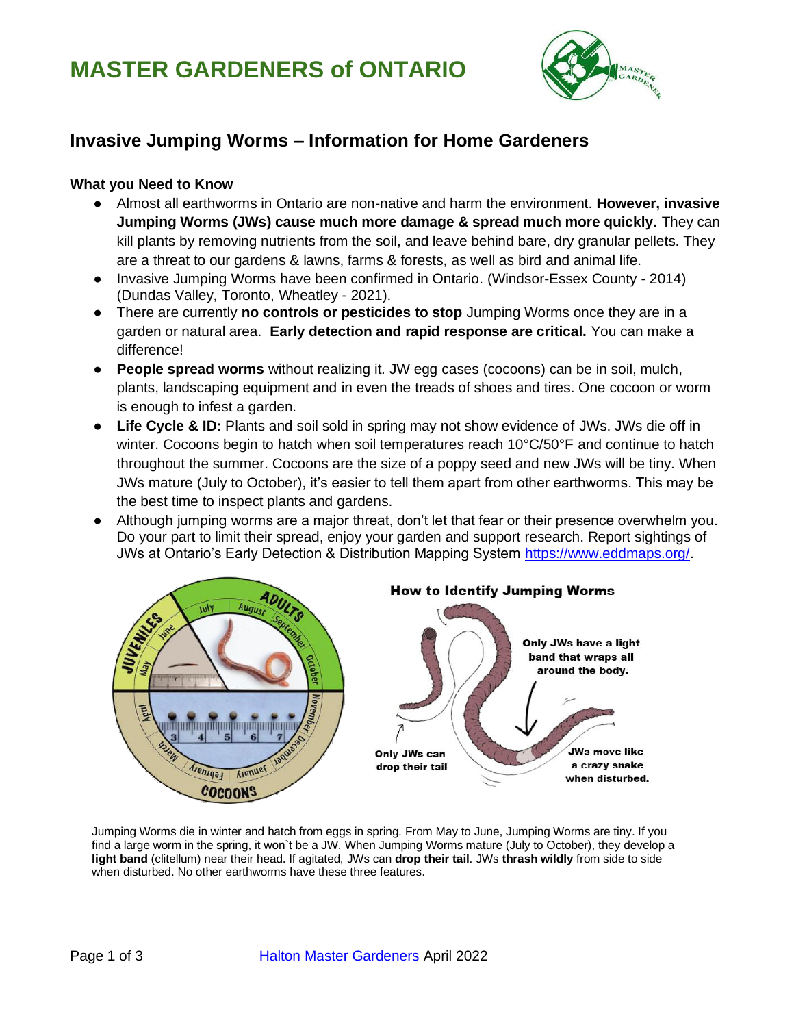# MASTER GARDENERS of ONTARIO

## Invasive Jumping Worms – Information for Home Gardeners

### What you Need to Know

- Almost all earthworms in Ontario are non-native and harm the environment. **However, invasive Jumping Worms (JWs) cause much more damage & spread much more quickly.** They can kill plants by removing nutrients from the soil, and leave behind bare, dry granular pellets. They are a threat to our gardens & lawns, farms & forests, as well as bird and animal life.
- Invasive Jumping Worms have been confirmed in Ontario. (Windsor-Essex County - 2014) (Dundas Valley, Toronto, Wheatley - 2021).
- There are currently **no controls or pesticides to stop** Jumping Worms once they are in a garden or natural area. **Early detection and rapid response are critical.** You can make a difference!
- **People spread worms** without realizing it. JW egg cases (cocoons) can be in soil, mulch, plants, landscaping equipment and in even the treads of shoes and tires. One cocoon or worm is enough to infest a garden.
- **Life Cycle & ID:** Plants and soil sold in spring may not show evidence of JWs. JWs die off in winter. Cocoons begin to hatch when soil temperatures reach 10°C/50°F and continue to hatch throughout the summer. Cocoons are the size of a poppy seed and new JWs will be tiny. When JWs mature (July to October), it's easier to tell them apart from other earthworms. This may be the best time to inspect plants and gardens.
- Although jumping worms are a major threat, don't let that fear or their presence overwhelm you. Do your part to limit their spread, enjoy your garden and support research. Report sightings of JWs at Ontario's Early Detection & Distribution Mapping System [https://www.eddmaps.org/](https://www.eddmaps.org/).

**How to Identify Jumping Worms**

- Only JWs have a light band that wraps all around the body.
- Only JWs can drop their tail
- JWs move like a crazy snake when disturbed.

Jumping Worms die in winter and hatch from eggs in spring. From May to June, Jumping Worms are tiny. If you find a large worm in the spring, it won`t be a JW. When Jumping Worms mature (July to October), they develop a **light band** (clitellum) near their head. If agitated, JWs can **drop their tail**. JWs **thrash wildly** from side to side when disturbed. No other earthworms have these three features.

[Halton Master Gardeners](#) April 2022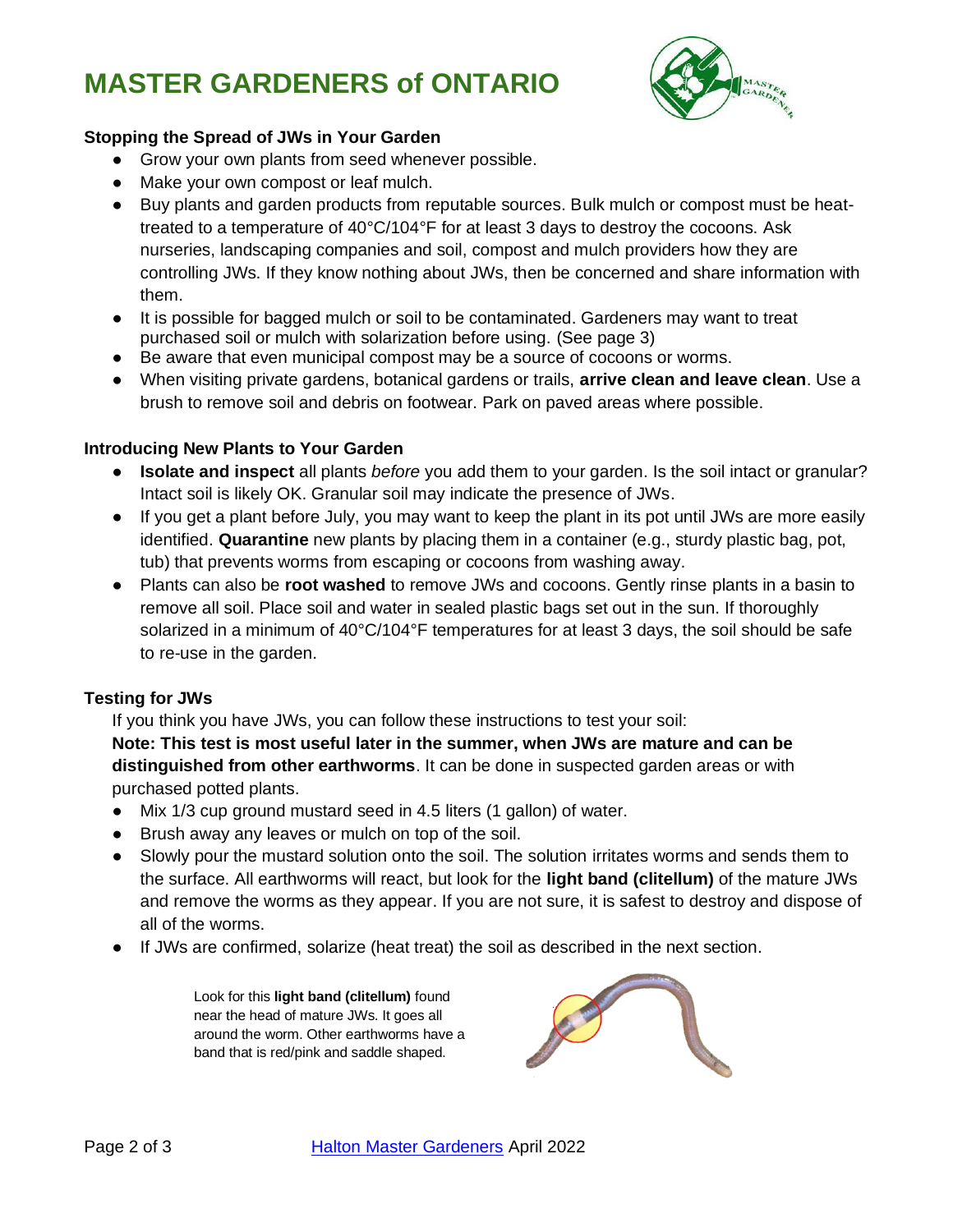# MASTER GARDENERS of ONTARIO

### Stopping the Spread of JWs in Your Garden

- Grow your own plants from seed whenever possible.
- Make your own compost or leaf mulch.
- Buy plants and garden products from reputable sources. Bulk mulch or compost must be heat-treated to a temperature of 40°C/104°F for at least 3 days to destroy the cocoons. Ask nurseries, landscaping companies and soil, compost and mulch providers how they are controlling JWs. If they know nothing about JWs, then be concerned and share information with them.
- It is possible for bagged mulch or soil to be contaminated. Gardeners may want to treat purchased soil or mulch with solarization before using. (See page 3)
- Be aware that even municipal compost may be a source of cocoons or worms.
- When visiting private gardens, botanical gardens or trails, **arrive clean and leave clean**. Use a brush to remove soil and debris on footwear. Park on paved areas where possible.

### Introducing New Plants to Your Garden

- **Isolate and inspect** all plants *before* you add them to your garden. Is the soil intact or granular? Intact soil is likely OK. Granular soil may indicate the presence of JWs.
- If you get a plant before July, you may want to keep the plant in its pot until JWs are more easily identified. **Quarantine** new plants by placing them in a container (e.g., sturdy plastic bag, pot, tub) that prevents worms from escaping or cocoons from washing away.
- Plants can also be **root washed** to remove JWs and cocoons. Gently rinse plants in a basin to remove all soil. Place soil and water in sealed plastic bags set out in the sun. If thoroughly solarized in a minimum of 40°C/104°F temperatures for at least 3 days, the soil should be safe to re-use in the garden.

### Testing for JWs

If you think you have JWs, you can follow these instructions to test your soil:

**Note: This test is most useful later in the summer, when JWs are mature and can be distinguished from other earthworms**. It can be done in suspected garden areas or with purchased potted plants.

- Mix 1/3 cup ground mustard seed in 4.5 liters (1 gallon) of water.
- Brush away any leaves or mulch on top of the soil.
- Slowly pour the mustard solution onto the soil. The solution irritates worms and sends them to the surface. All earthworms will react, but look for the **light band (clitellum)** of the mature JWs and remove the worms as they appear. If you are not sure, it is safest to destroy and dispose of all of the worms.
- If JWs are confirmed, solarize (heat treat) the soil as described in the next section.

Look for this **light band (clitellum)** found near the head of mature JWs. It goes all around the worm. Other earthworms have a band that is red/pink and saddle shaped.

[Halton Master Gardeners](#) April 2022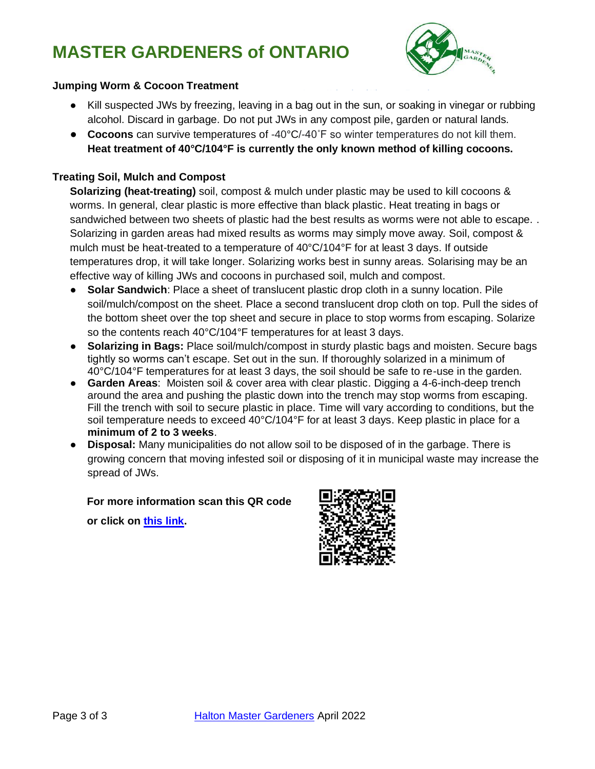# MASTER GARDENERS of ONTARIO

**Jumping Worm & Cocoon Treatment**

- Kill suspected JWs by freezing, leaving in a bag out in the sun, or soaking in vinegar or rubbing alcohol. Discard in garbage. Do not put JWs in any compost pile, garden or natural lands.
- **Cocoons** can survive temperatures of -40°C/-40˚F so winter temperatures do not kill them. **Heat treatment of 40°C/104°F is currently the only known method of killing cocoons.**

**Treating Soil, Mulch and Compost**

**Solarizing (heat-treating)** soil, compost & mulch under plastic may be used to kill cocoons & worms. In general, clear plastic is more effective than black plastic. Heat treating in bags or sandwiched between two sheets of plastic had the best results as worms were not able to escape. . Solarizing in garden areas had mixed results as worms may simply move away. Soil, compost & mulch must be heat-treated to a temperature of 40°C/104°F for at least 3 days. If outside temperatures drop, it will take longer. Solarizing works best in sunny areas. Solarising may be an effective way of killing JWs and cocoons in purchased soil, mulch and compost.

- **Solar Sandwich**: Place a sheet of translucent plastic drop cloth in a sunny location. Pile soil/mulch/compost on the sheet. Place a second translucent drop cloth on top. Pull the sides of the bottom sheet over the top sheet and secure in place to stop worms from escaping. Solarize so the contents reach 40°C/104°F temperatures for at least 3 days.
- **Solarizing in Bags:** Place soil/mulch/compost in sturdy plastic bags and moisten. Secure bags tightly so worms can't escape. Set out in the sun. If thoroughly solarized in a minimum of 40°C/104°F temperatures for at least 3 days, the soil should be safe to re-use in the garden.
- **Garden Areas**: Moisten soil & cover area with clear plastic. Digging a 4-6-inch-deep trench around the area and pushing the plastic down into the trench may stop worms from escaping. Fill the trench with soil to secure plastic in place. Time will vary according to conditions, but the soil temperature needs to exceed 40°C/104°F for at least 3 days. Keep plastic in place for a **minimum of 2 to 3 weeks**.
- **Disposal:** Many municipalities do not allow soil to be disposed of in the garbage. There is growing concern that moving infested soil or disposing of it in municipal waste may increase the spread of JWs.

**For more information scan this QR code**

**or click on this link.**

Halton Master Gardeners April 2022